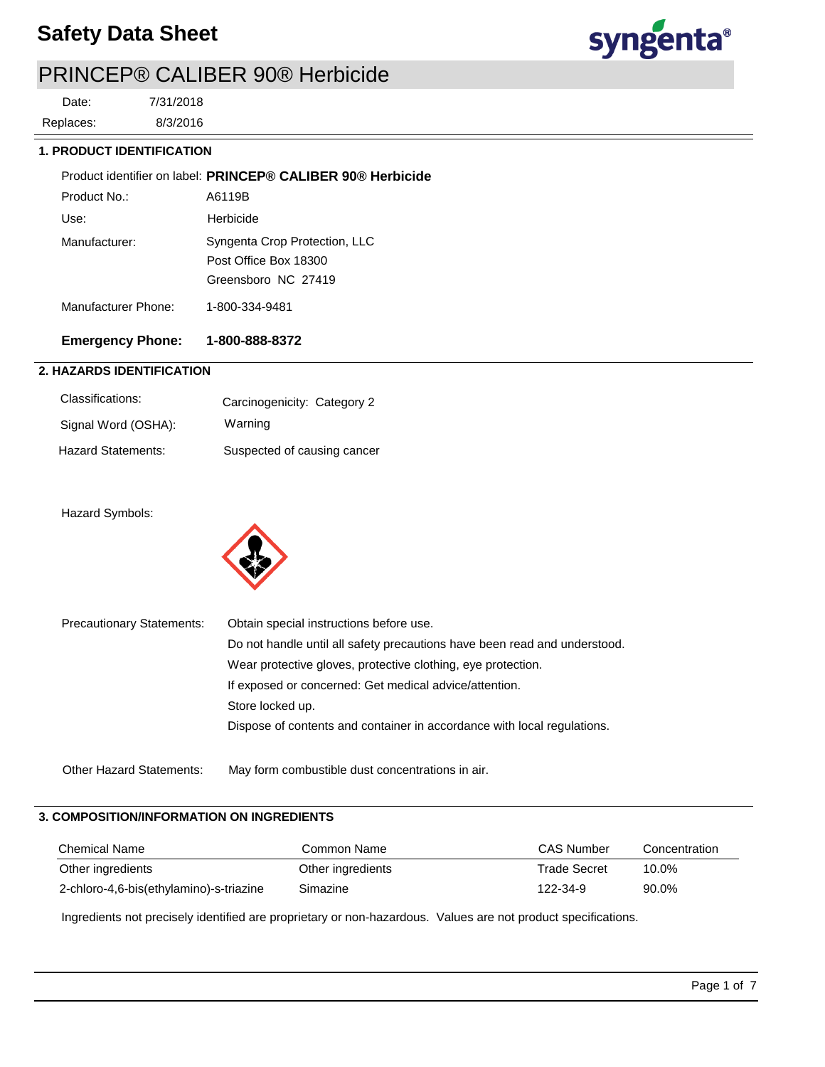# Safety Data Sheet

## PRINCEP® CALIBER 90® Herbicide

Date: 7/31/2018

Replaces: 8/3/2016

### 1. PRODUCT IDENTIFICATION

Product identifier on label: **PRINCEP® CALIBER 90® Herbicide**

Product No.: A6119B

Use: Herbicide

Manufacturer: Syngenta Crop Protection, LLC
Post Office Box 18300
Greensboro NC 27419

Manufacturer Phone: 1-800-334-9481

**Emergency Phone: 1-800-888-8372**

### 2. HAZARDS IDENTIFICATION

Classifications: Carcinogenicity: Category 2

Signal Word (OSHA): Warning

Hazard Statements: Suspected of causing cancer

Hazard Symbols:

Precautionary Statements:
Obtain special instructions before use.
Do not handle until all safety precautions have been read and understood.
Wear protective gloves, protective clothing, eye protection.
If exposed or concerned: Get medical advice/attention.
Store locked up.
Dispose of contents and container in accordance with local regulations.

Other Hazard Statements: May form combustible dust concentrations in air.

### 3. COMPOSITION/INFORMATION ON INGREDIENTS

| Chemical Name | Common Name | CAS Number | Concentration |
|---|---|---|---|
| Other ingredients | Other ingredients | Trade Secret | 10.0% |
| 2-chloro-4,6-bis(ethylamino)-s-triazine | Simazine | 122-34-9 | 90.0% |

Ingredients not precisely identified are proprietary or non-hazardous. Values are not product specifications.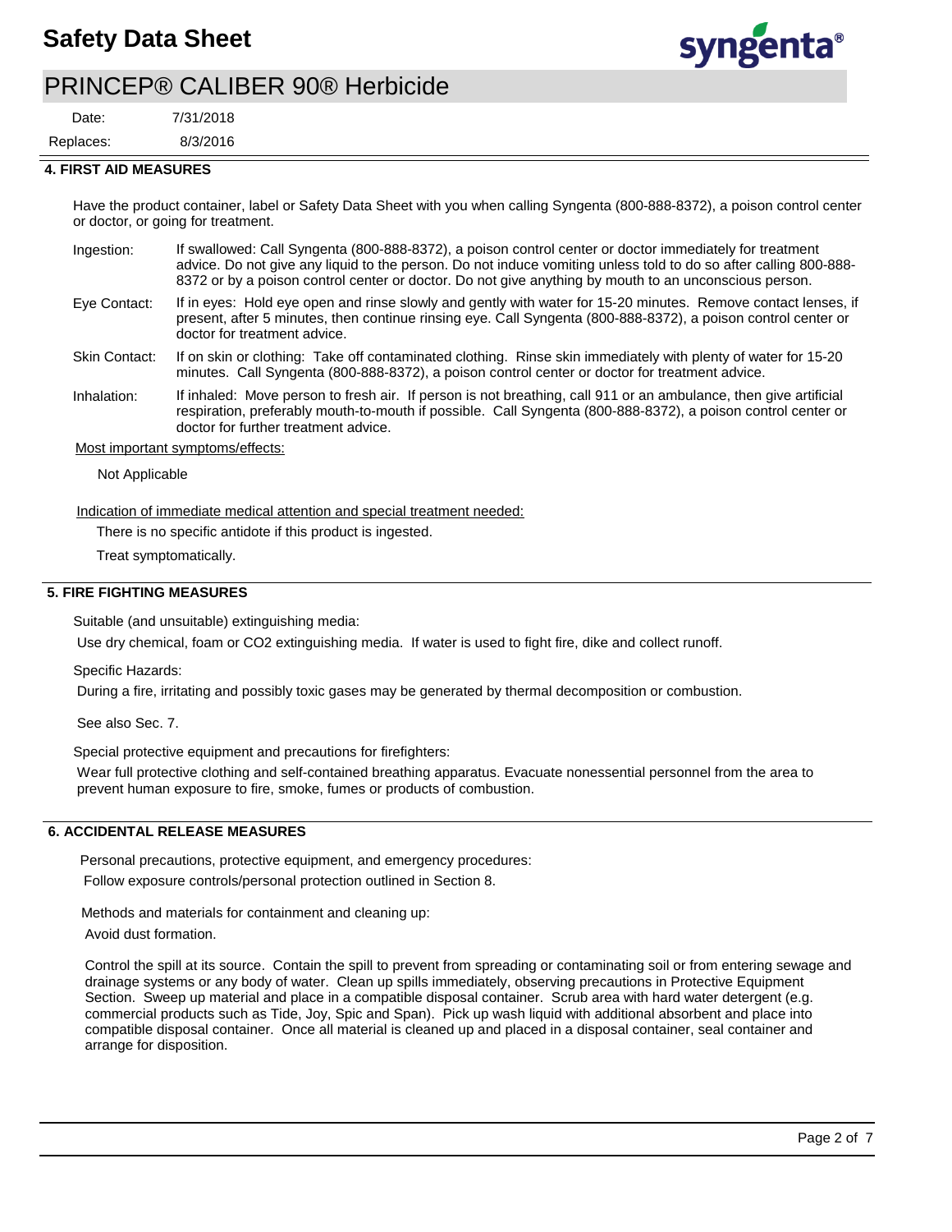## 4. FIRST AID MEASURES

Have the product container, label or Safety Data Sheet with you when calling Syngenta (800-888-8372), a poison control center or doctor, or going for treatment.

**Ingestion:** If swallowed: Call Syngenta (800-888-8372), a poison control center or doctor immediately for treatment advice. Do not give any liquid to the person. Do not induce vomiting unless told to do so after calling 800-888-8372 or by a poison control center or doctor. Do not give anything by mouth to an unconscious person.

**Eye Contact:** If in eyes: Hold eye open and rinse slowly and gently with water for 15-20 minutes. Remove contact lenses, if present, after 5 minutes, then continue rinsing eye. Call Syngenta (800-888-8372), a poison control center or doctor for treatment advice.

**Skin Contact:** If on skin or clothing: Take off contaminated clothing. Rinse skin immediately with plenty of water for 15-20 minutes. Call Syngenta (800-888-8372), a poison control center or doctor for treatment advice.

**Inhalation:** If inhaled: Move person to fresh air. If person is not breathing, call 911 or an ambulance, then give artificial respiration, preferably mouth-to-mouth if possible. Call Syngenta (800-888-8372), a poison control center or doctor for further treatment advice.

Most important symptoms/effects:

Not Applicable

Indication of immediate medical attention and special treatment needed:

There is no specific antidote if this product is ingested.

Treat symptomatically.

## 5. FIRE FIGHTING MEASURES

Suitable (and unsuitable) extinguishing media:

Use dry chemical, foam or CO2 extinguishing media. If water is used to fight fire, dike and collect runoff.

Specific Hazards:

During a fire, irritating and possibly toxic gases may be generated by thermal decomposition or combustion.

See also Sec. 7.

Special protective equipment and precautions for firefighters:

Wear full protective clothing and self-contained breathing apparatus. Evacuate nonessential personnel from the area to prevent human exposure to fire, smoke, fumes or products of combustion.

## 6. ACCIDENTAL RELEASE MEASURES

Personal precautions, protective equipment, and emergency procedures:

Follow exposure controls/personal protection outlined in Section 8.

Methods and materials for containment and cleaning up:

Avoid dust formation.

Control the spill at its source. Contain the spill to prevent from spreading or contaminating soil or from entering sewage and drainage systems or any body of water. Clean up spills immediately, observing precautions in Protective Equipment Section. Sweep up material and place in a compatible disposal container. Scrub area with hard water detergent (e.g. commercial products such as Tide, Joy, Spic and Span). Pick up wash liquid with additional absorbent and place into compatible disposal container. Once all material is cleaned up and placed in a disposal container, seal container and arrange for disposition.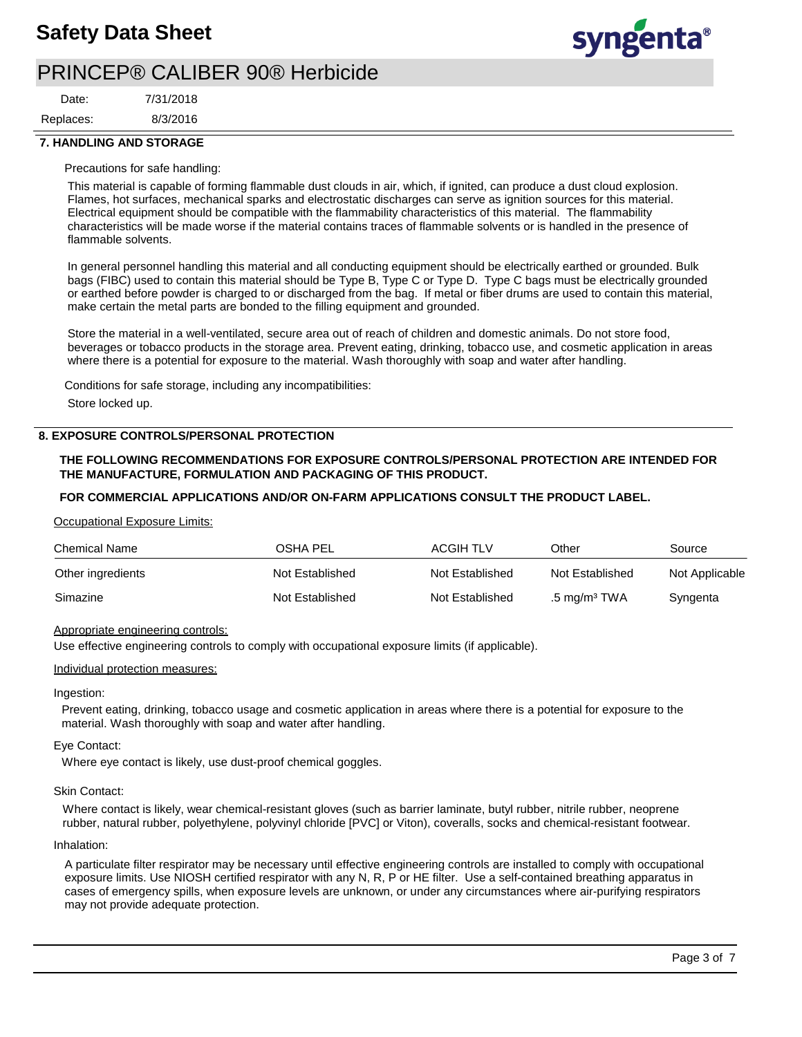## 7. HANDLING AND STORAGE

Precautions for safe handling:

This material is capable of forming flammable dust clouds in air, which, if ignited, can produce a dust cloud explosion. Flames, hot surfaces, mechanical sparks and electrostatic discharges can serve as ignition sources for this material. Electrical equipment should be compatible with the flammability characteristics of this material. The flammability characteristics will be made worse if the material contains traces of flammable solvents or is handled in the presence of flammable solvents.

In general personnel handling this material and all conducting equipment should be electrically earthed or grounded. Bulk bags (FIBC) used to contain this material should be Type B, Type C or Type D. Type C bags must be electrically grounded or earthed before powder is charged to or discharged from the bag. If metal or fiber drums are used to contain this material, make certain the metal parts are bonded to the filling equipment and grounded.

Store the material in a well-ventilated, secure area out of reach of children and domestic animals. Do not store food, beverages or tobacco products in the storage area. Prevent eating, drinking, tobacco use, and cosmetic application in areas where there is a potential for exposure to the material. Wash thoroughly with soap and water after handling.

Conditions for safe storage, including any incompatibilities:

Store locked up.

## 8. EXPOSURE CONTROLS/PERSONAL PROTECTION

**THE FOLLOWING RECOMMENDATIONS FOR EXPOSURE CONTROLS/PERSONAL PROTECTION ARE INTENDED FOR THE MANUFACTURE, FORMULATION AND PACKAGING OF THIS PRODUCT.**

**FOR COMMERCIAL APPLICATIONS AND/OR ON-FARM APPLICATIONS CONSULT THE PRODUCT LABEL.**

Occupational Exposure Limits:

| Chemical Name | OSHA PEL | ACGIH TLV | Other | Source |
|---|---|---|---|---|
| Other ingredients | Not Established | Not Established | Not Established | Not Applicable |
| Simazine | Not Established | Not Established | .5 mg/m³ TWA | Syngenta |

Appropriate engineering controls:

Use effective engineering controls to comply with occupational exposure limits (if applicable).

Individual protection measures:

Ingestion:

Prevent eating, drinking, tobacco usage and cosmetic application in areas where there is a potential for exposure to the material. Wash thoroughly with soap and water after handling.

Eye Contact:

Where eye contact is likely, use dust-proof chemical goggles.

Skin Contact:

Where contact is likely, wear chemical-resistant gloves (such as barrier laminate, butyl rubber, nitrile rubber, neoprene rubber, natural rubber, polyethylene, polyvinyl chloride [PVC] or Viton), coveralls, socks and chemical-resistant footwear.

Inhalation:

A particulate filter respirator may be necessary until effective engineering controls are installed to comply with occupational exposure limits. Use NIOSH certified respirator with any N, R, P or HE filter. Use a self-contained breathing apparatus in cases of emergency spills, when exposure levels are unknown, or under any circumstances where air-purifying respirators may not provide adequate protection.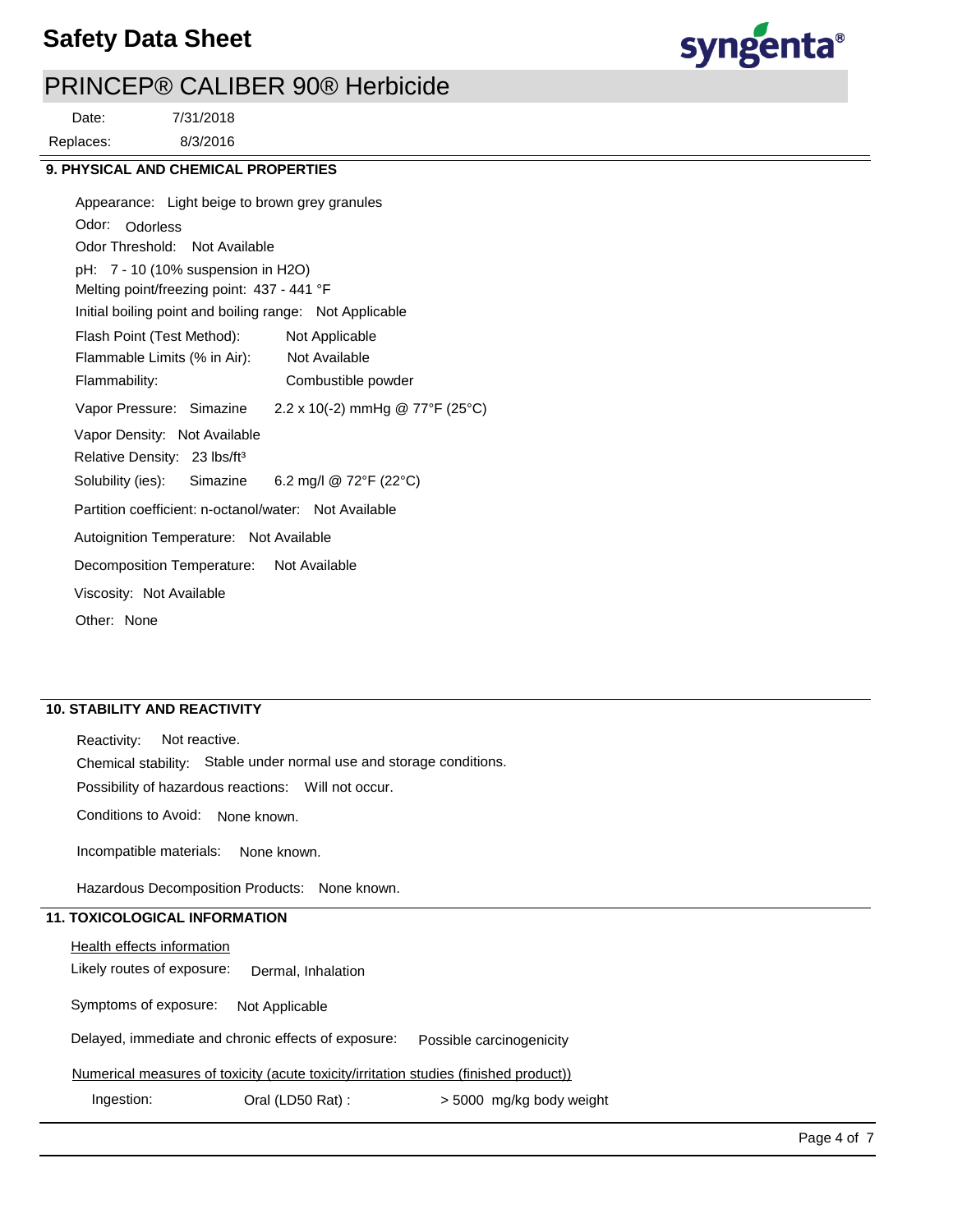# Safety Data Sheet

## PRINCEP® CALIBER 90® Herbicide

Date: 7/31/2018

Replaces: 8/3/2016

### 9. PHYSICAL AND CHEMICAL PROPERTIES

Appearance: Light beige to brown grey granules

Odor: Odorless

Odor Threshold: Not Available

pH: 7 - 10 (10% suspension in H2O)

Melting point/freezing point: 437 - 441 °F

Initial boiling point and boiling range: Not Applicable

Flash Point (Test Method): Not Applicable

Flammable Limits (% in Air): Not Available

Flammability: Combustible powder

Vapor Pressure: Simazine 2.2 x 10(-2) mmHg @ 77°F (25°C)

Vapor Density: Not Available

Relative Density: 23 lbs/ft³

Solubility (ies): Simazine 6.2 mg/l @ 72°F (22°C)

Partition coefficient: n-octanol/water: Not Available

Autoignition Temperature: Not Available

Decomposition Temperature: Not Available

Viscosity: Not Available

Other: None

### 10. STABILITY AND REACTIVITY

Reactivity: Not reactive.

Chemical stability: Stable under normal use and storage conditions.

Possibility of hazardous reactions: Will not occur.

Conditions to Avoid: None known.

Incompatible materials: None known.

Hazardous Decomposition Products: None known.

### 11. TOXICOLOGICAL INFORMATION

Health effects information

Likely routes of exposure: Dermal, Inhalation

Symptoms of exposure: Not Applicable

Delayed, immediate and chronic effects of exposure: Possible carcinogenicity

Numerical measures of toxicity (acute toxicity/irritation studies (finished product))

| Ingestion: | Oral (LD50 Rat) : | > 5000 mg/kg body weight |
|---|---|---|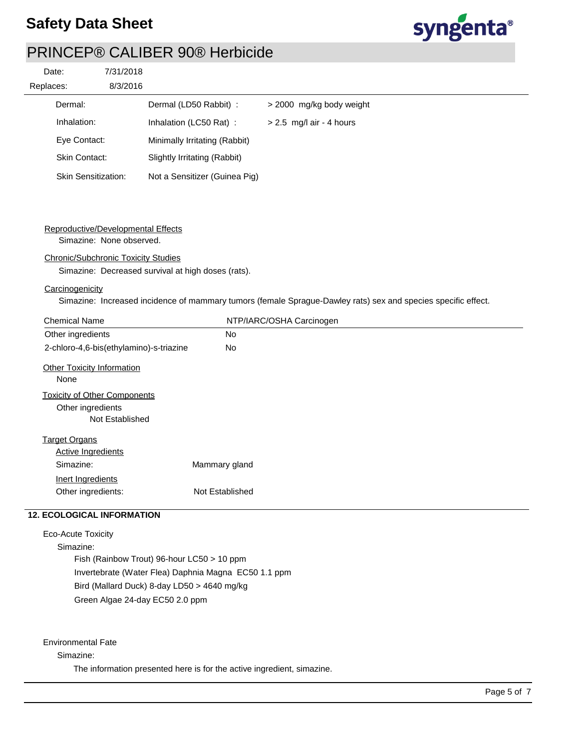| | | |
|---|---|---|
| Dermal: | Dermal (LD50 Rabbit) : | > 2000 mg/kg body weight |
| Inhalation: | Inhalation (LC50 Rat) : | > 2.5 mg/l air - 4 hours |
| Eye Contact: | Minimally Irritating (Rabbit) | |
| Skin Contact: | Slightly Irritating (Rabbit) | |
| Skin Sensitization: | Not a Sensitizer (Guinea Pig) | |

Reproductive/Developmental Effects

Simazine: None observed.

Chronic/Subchronic Toxicity Studies

Simazine: Decreased survival at high doses (rats).

Carcinogenicity

Simazine: Increased incidence of mammary tumors (female Sprague-Dawley rats) sex and species specific effect.

| Chemical Name | NTP/IARC/OSHA Carcinogen |
|---|---|
| Other ingredients | No |
| 2-chloro-4,6-bis(ethylamino)-s-triazine | No |

Other Toxicity Information

None

Toxicity of Other Components

Other ingredients

Not Established

Target Organs

Active Ingredients

Simazine: Mammary gland

Inert Ingredients

Other ingredients: Not Established

## 12. ECOLOGICAL INFORMATION

Eco-Acute Toxicity

Simazine:

Fish (Rainbow Trout) 96-hour LC50 > 10 ppm

Invertebrate (Water Flea) Daphnia Magna EC50 1.1 ppm

Bird (Mallard Duck) 8-day LD50 > 4640 mg/kg

Green Algae 24-day EC50 2.0 ppm

Environmental Fate

Simazine:

The information presented here is for the active ingredient, simazine.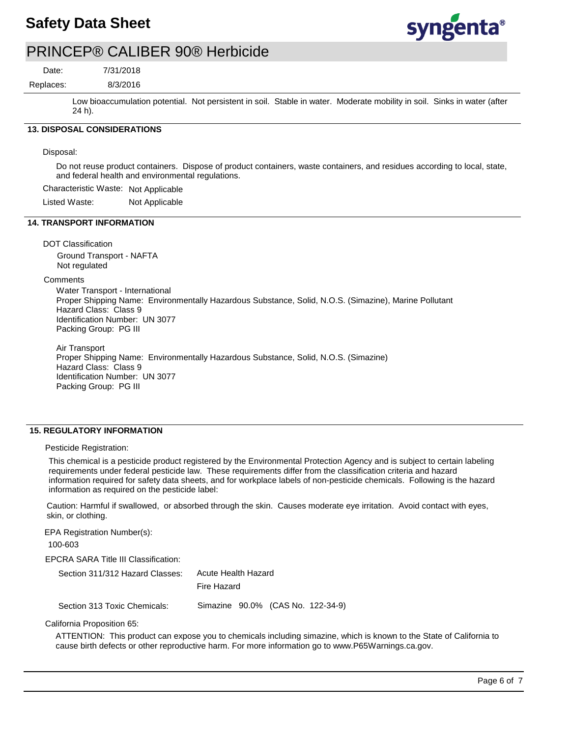Low bioaccumulation potential. Not persistent in soil. Stable in water. Moderate mobility in soil. Sinks in water (after 24 h).

## 13. DISPOSAL CONSIDERATIONS

Disposal:

Do not reuse product containers. Dispose of product containers, waste containers, and residues according to local, state, and federal health and environmental regulations.

Characteristic Waste: Not Applicable

Listed Waste: Not Applicable

## 14. TRANSPORT INFORMATION

DOT Classification

Ground Transport - NAFTA
Not regulated

Comments

Water Transport - International
Proper Shipping Name: Environmentally Hazardous Substance, Solid, N.O.S. (Simazine), Marine Pollutant
Hazard Class: Class 9
Identification Number: UN 3077
Packing Group: PG III

Air Transport
Proper Shipping Name: Environmentally Hazardous Substance, Solid, N.O.S. (Simazine)
Hazard Class: Class 9
Identification Number: UN 3077
Packing Group: PG III

## 15. REGULATORY INFORMATION

Pesticide Registration:

This chemical is a pesticide product registered by the Environmental Protection Agency and is subject to certain labeling requirements under federal pesticide law. These requirements differ from the classification criteria and hazard information required for safety data sheets, and for workplace labels of non-pesticide chemicals. Following is the hazard information as required on the pesticide label:

Caution: Harmful if swallowed, or absorbed through the skin. Causes moderate eye irritation. Avoid contact with eyes, skin, or clothing.

EPA Registration Number(s):

100-603

EPCRA SARA Title III Classification:

Section 311/312 Hazard Classes: Acute Health Hazard
Fire Hazard

Section 313 Toxic Chemicals: Simazine 90.0% (CAS No. 122-34-9)

California Proposition 65:

ATTENTION: This product can expose you to chemicals including simazine, which is known to the State of California to cause birth defects or other reproductive harm. For more information go to www.P65Warnings.ca.gov.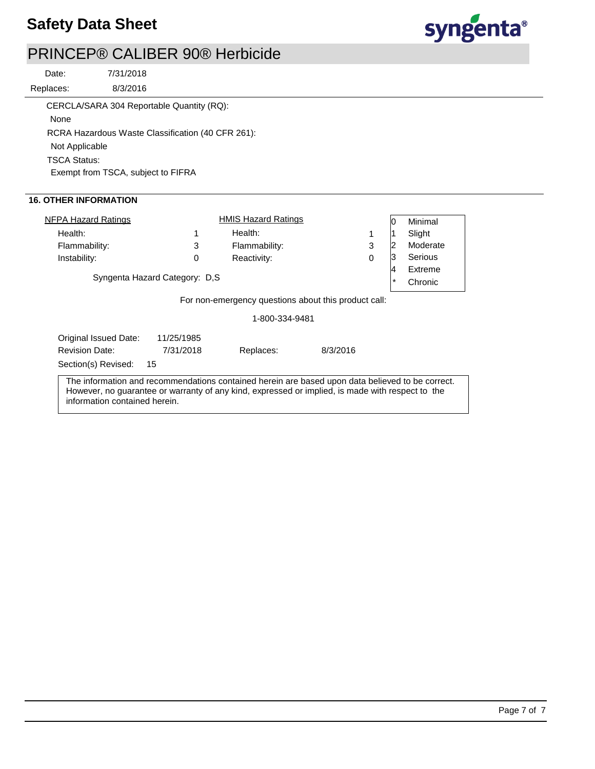Date: 7/31/2018

Replaces: 8/3/2016

CERCLA/SARA 304 Reportable Quantity (RQ):

None

RCRA Hazardous Waste Classification (40 CFR 261):

Not Applicable

TSCA Status:

Exempt from TSCA, subject to FIFRA

## 16. OTHER INFORMATION

| NFPA Hazard Ratings | | HMIS Hazard Ratings | | | |
|---|---|---|---|---|---|
| Health: | 1 | Health: | 1 | 0 | Minimal |
| Flammability: | 3 | Flammability: | 3 | 1 | Slight |
| Instability: | 0 | Reactivity: | 0 | 2 | Moderate |
| | | | | 3 | Serious |
| | | | | 4 | Extreme |
| | | | | * | Chronic |

Syngenta Hazard Category: D,S

For non-emergency questions about this product call:

1-800-334-9481

Original Issued Date: 11/25/1985

Revision Date: 7/31/2018 Replaces: 8/3/2016

Section(s) Revised: 15

The information and recommendations contained herein are based upon data believed to be correct. However, no guarantee or warranty of any kind, expressed or implied, is made with respect to the information contained herein.